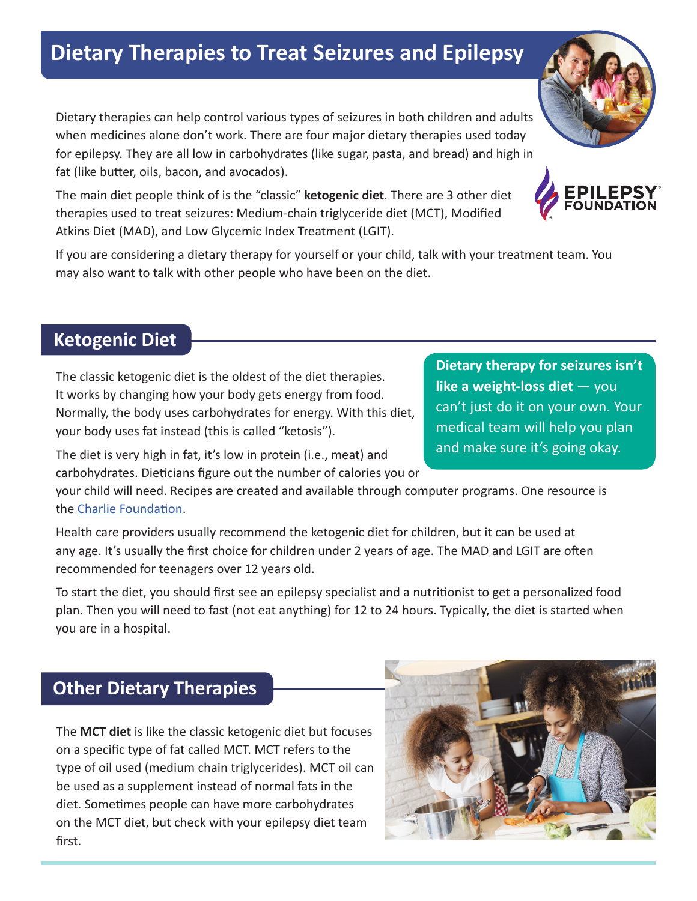# Dietary Therapies to Treat Seizures and Epilepsy

Dietary therapies can help control various types of seizures in both children and adults when medicines alone don't work. There are four major dietary therapies used today for epilepsy. They are all low in carbohydrates (like sugar, pasta, and bread) and high in fat (like butter, oils, bacon, and avocados).

The main diet people think of is the "classic" **ketogenic diet**. There are 3 other diet therapies used to treat seizures: Medium-chain triglyceride diet (MCT), Modified Atkins Diet (MAD), and Low Glycemic Index Treatment (LGIT).

If you are considering a dietary therapy for yourself or your child, talk with your treatment team. You may also want to talk with other people who have been on the diet.

## Ketogenic Diet

**Dietary therapy for seizures isn't like a weight-loss diet** — you can't just do it on your own. Your medical team will help you plan and make sure it's going okay.

The classic ketogenic diet is the oldest of the diet therapies. It works by changing how your body gets energy from food. Normally, the body uses carbohydrates for energy. With this diet, your body uses fat instead (this is called "ketosis").

The diet is very high in fat, it's low in protein (i.e., meat) and carbohydrates. Dieticians figure out the number of calories you or your child will need. Recipes are created and available through computer programs. One resource is the Charlie Foundation.

Health care providers usually recommend the ketogenic diet for children, but it can be used at any age. It's usually the first choice for children under 2 years of age. The MAD and LGIT are often recommended for teenagers over 12 years old.

To start the diet, you should first see an epilepsy specialist and a nutritionist to get a personalized food plan. Then you will need to fast (not eat anything) for 12 to 24 hours. Typically, the diet is started when you are in a hospital.

## Other Dietary Therapies

The **MCT diet** is like the classic ketogenic diet but focuses on a specific type of fat called MCT. MCT refers to the type of oil used (medium chain triglycerides). MCT oil can be used as a supplement instead of normal fats in the diet. Sometimes people can have more carbohydrates on the MCT diet, but check with your epilepsy diet team first.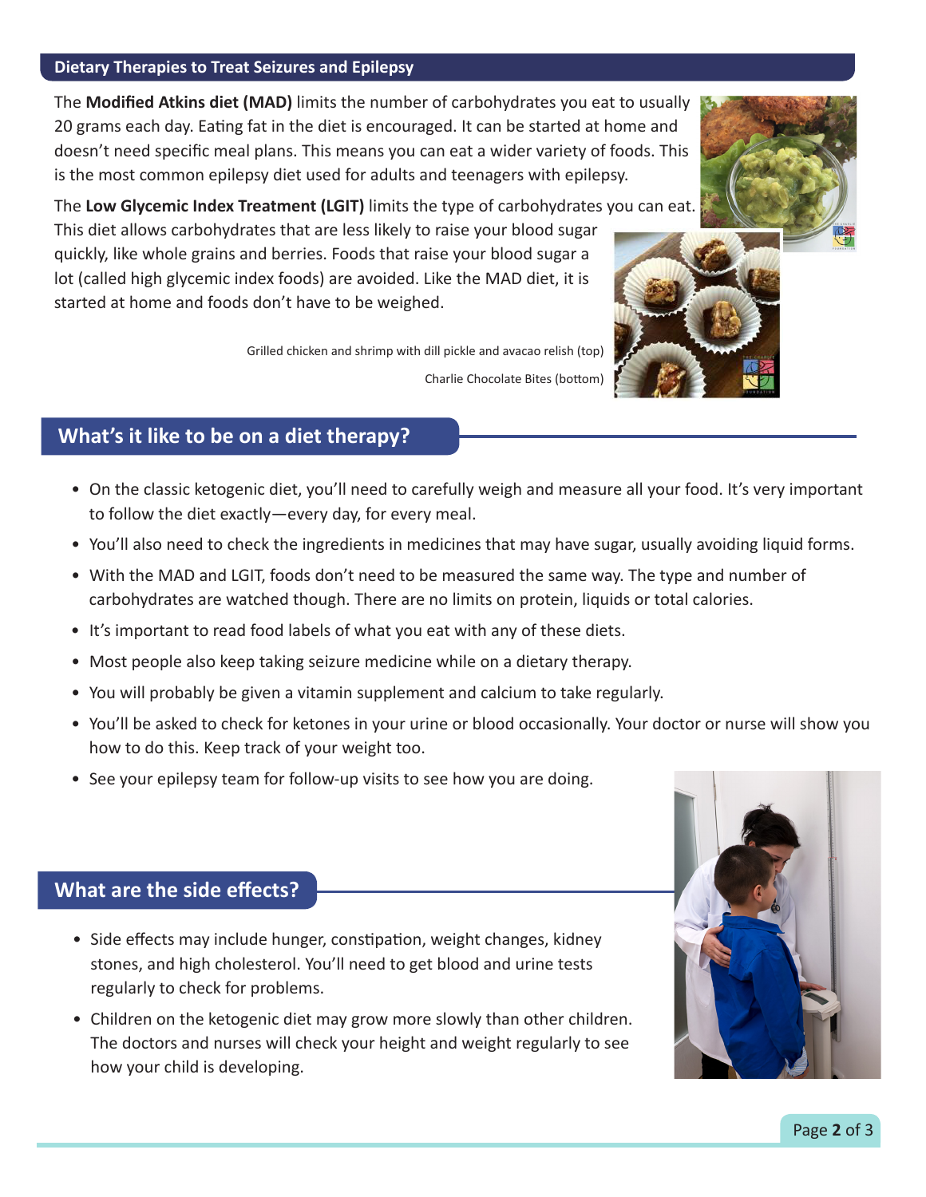## Dietary Therapies to Treat Seizures and Epilepsy

The **Modified Atkins diet (MAD)** limits the number of carbohydrates you eat to usually 20 grams each day. Eating fat in the diet is encouraged. It can be started at home and doesn't need specific meal plans. This means you can eat a wider variety of foods. This is the most common epilepsy diet used for adults and teenagers with epilepsy.

The **Low Glycemic Index Treatment (LGIT)** limits the type of carbohydrates you can eat. This diet allows carbohydrates that are less likely to raise your blood sugar quickly, like whole grains and berries. Foods that raise your blood sugar a lot (called high glycemic index foods) are avoided. Like the MAD diet, it is started at home and foods don't have to be weighed.

Grilled chicken and shrimp with dill pickle and avacao relish (top)

Charlie Chocolate Bites (bottom)

## What's it like to be on a diet therapy?

- On the classic ketogenic diet, you'll need to carefully weigh and measure all your food. It's very important to follow the diet exactly—every day, for every meal.
- You'll also need to check the ingredients in medicines that may have sugar, usually avoiding liquid forms.
- With the MAD and LGIT, foods don't need to be measured the same way. The type and number of carbohydrates are watched though. There are no limits on protein, liquids or total calories.
- It's important to read food labels of what you eat with any of these diets.
- Most people also keep taking seizure medicine while on a dietary therapy.
- You will probably be given a vitamin supplement and calcium to take regularly.
- You'll be asked to check for ketones in your urine or blood occasionally. Your doctor or nurse will show you how to do this. Keep track of your weight too.
- See your epilepsy team for follow-up visits to see how you are doing.

## What are the side effects?

- Side effects may include hunger, constipation, weight changes, kidney stones, and high cholesterol. You'll need to get blood and urine tests regularly to check for problems.
- Children on the ketogenic diet may grow more slowly than other children. The doctors and nurses will check your height and weight regularly to see how your child is developing.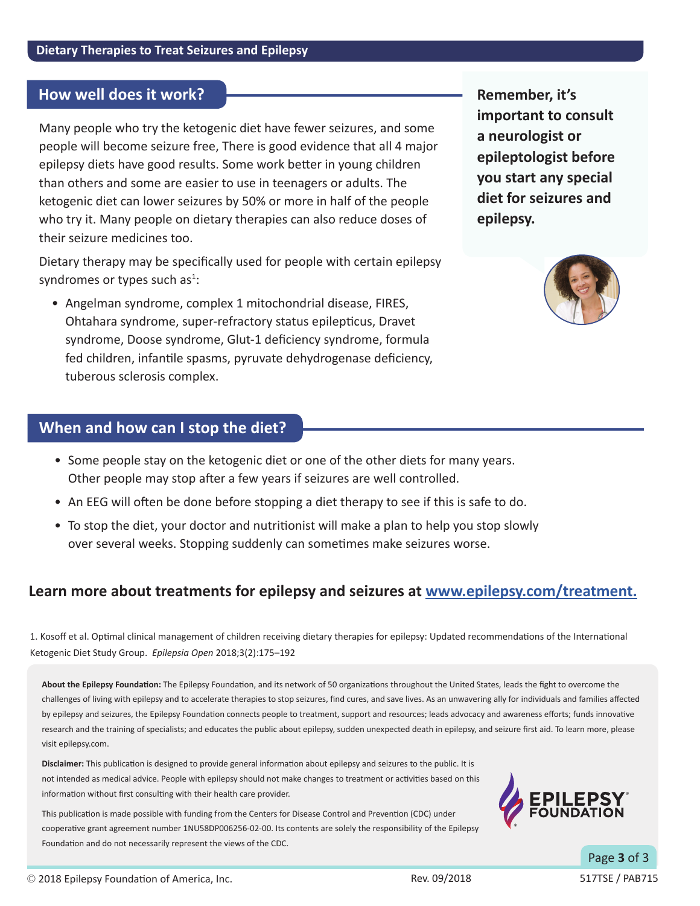## How well does it work?

Many people who try the ketogenic diet have fewer seizures, and some people will become seizure free, There is good evidence that all 4 major epilepsy diets have good results. Some work better in young children than others and some are easier to use in teenagers or adults. The ketogenic diet can lower seizures by 50% or more in half of the people who try it. Many people on dietary therapies can also reduce doses of their seizure medicines too.

Dietary therapy may be specifically used for people with certain epilepsy syndromes or types such as[1]:

- Angelman syndrome, complex 1 mitochondrial disease, FIRES, Ohtahara syndrome, super-refractory status epilepticus, Dravet syndrome, Doose syndrome, Glut-1 deficiency syndrome, formula fed children, infantile spasms, pyruvate dehydrogenase deficiency, tuberous sclerosis complex.

**Remember, it's important to consult a neurologist or epileptologist before you start any special diet for seizures and epilepsy.**

## When and how can I stop the diet?

- Some people stay on the ketogenic diet or one of the other diets for many years. Other people may stop after a few years if seizures are well controlled.
- An EEG will often be done before stopping a diet therapy to see if this is safe to do.
- To stop the diet, your doctor and nutritionist will make a plan to help you stop slowly over several weeks. Stopping suddenly can sometimes make seizures worse.

### Learn more about treatments for epilepsy and seizures at www.epilepsy.com/treatment.

1. Kosoff et al. Optimal clinical management of children receiving dietary therapies for epilepsy: Updated recommendations of the International Ketogenic Diet Study Group. *Epilepsia Open* 2018;3(2):175–192

**About the Epilepsy Foundation:** The Epilepsy Foundation, and its network of 50 organizations throughout the United States, leads the fight to overcome the challenges of living with epilepsy and to accelerate therapies to stop seizures, find cures, and save lives. As an unwavering ally for individuals and families affected by epilepsy and seizures, the Epilepsy Foundation connects people to treatment, support and resources; leads advocacy and awareness efforts; funds innovative research and the training of specialists; and educates the public about epilepsy, sudden unexpected death in epilepsy, and seizure first aid. To learn more, please visit epilepsy.com.

**Disclaimer:** This publication is designed to provide general information about epilepsy and seizures to the public. It is not intended as medical advice. People with epilepsy should not make changes to treatment or activities based on this information without first consulting with their health care provider.

This publication is made possible with funding from the Centers for Disease Control and Prevention (CDC) under cooperative grant agreement number 1NU58DP006256-02-00. Its contents are solely the responsibility of the Epilepsy Foundation and do not necessarily represent the views of the CDC.

EPILEPSY FOUNDATION

© 2018 Epilepsy Foundation of America, Inc. Rev. 09/2018 517TSE / PAB715